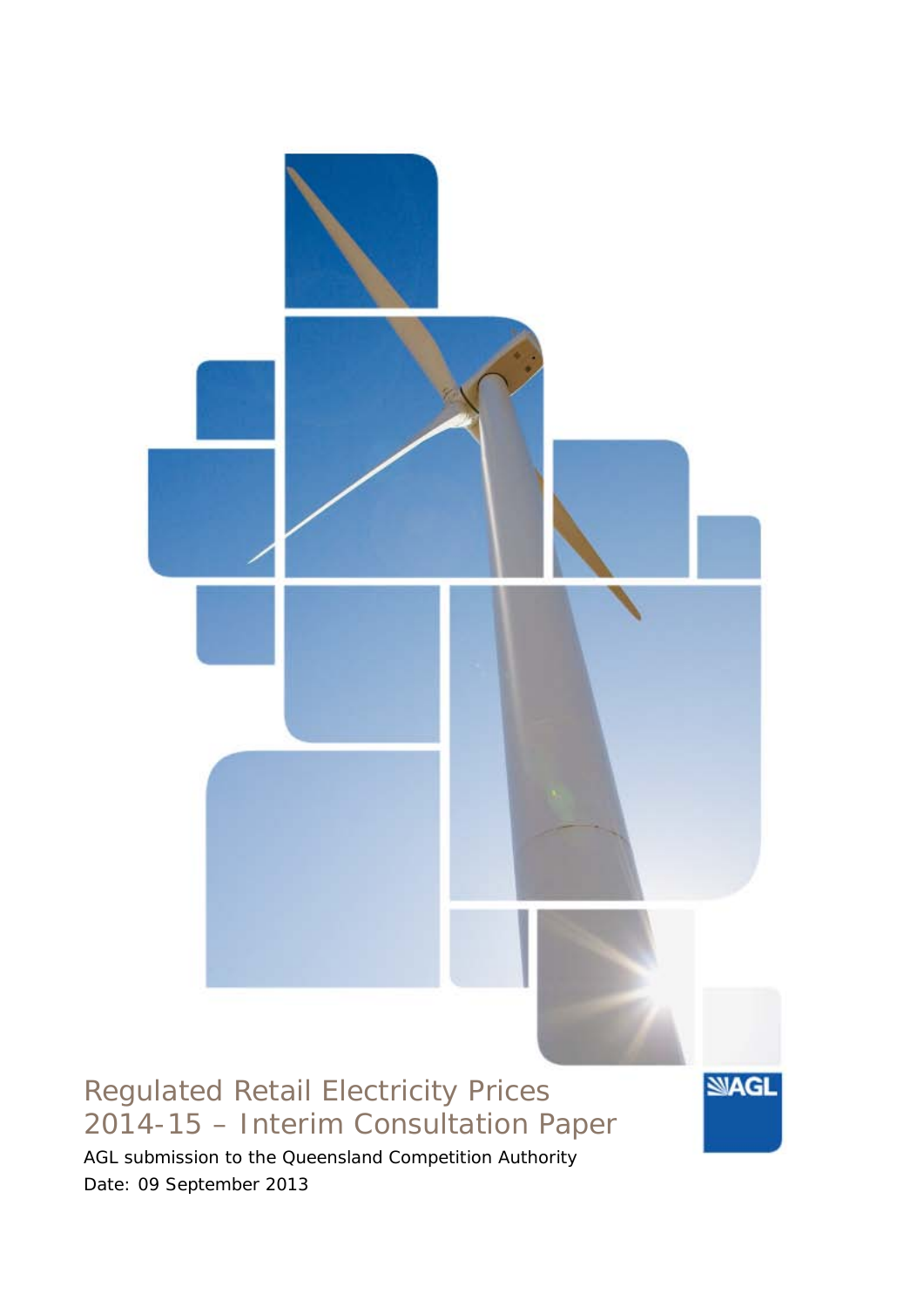# Regulated Retail Electricity Prices 2014-15 – Interim Consultation Paper

AGL submission to the Queensland Competition Authority

Date: 09 September 2013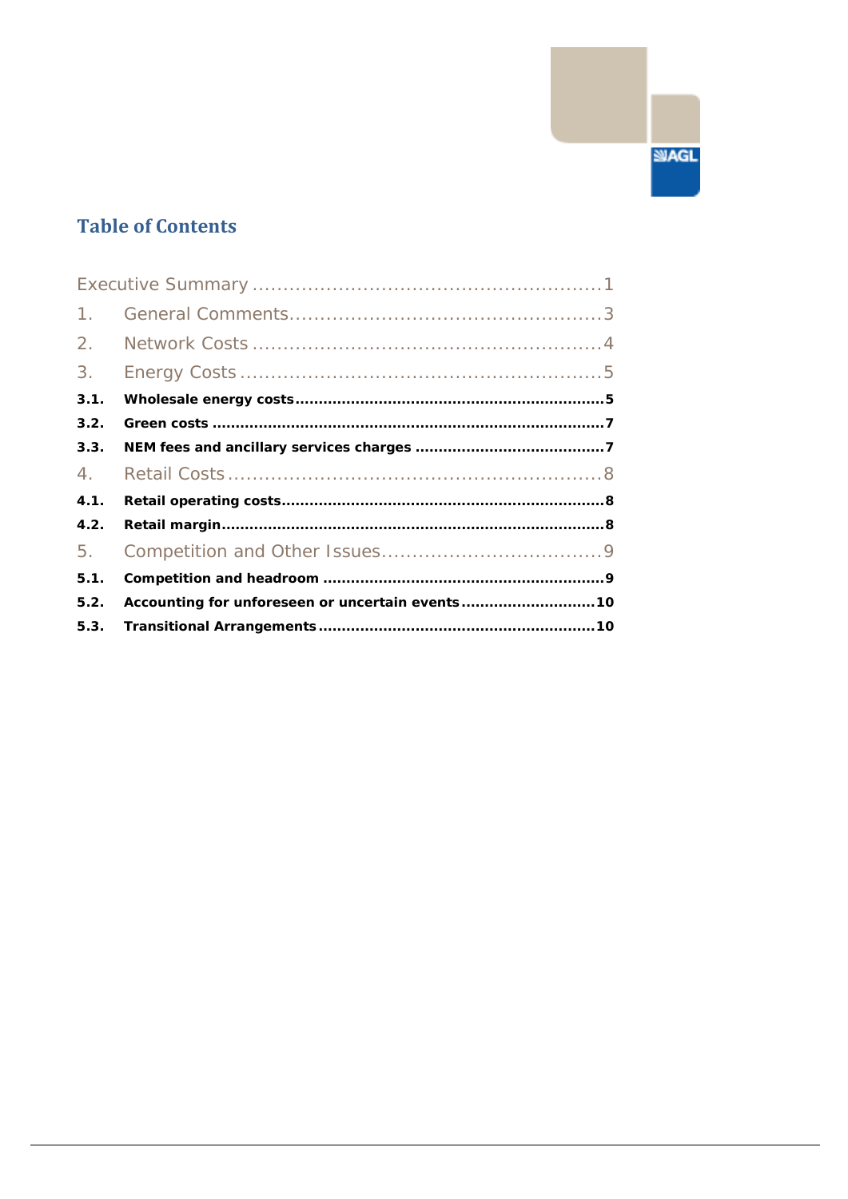## Table of Contents

Executive Summary ........................................................ 1

1. General Comments .................................................. 3
2. Network Costs ........................................................ 4
3. Energy Costs .......................................................... 5

**3.1. Wholesale energy costs ................................................................. 5**

**3.2. Green costs ................................................................................... 7**

**3.3. NEM fees and ancillary services charges ........................................ 7**

4. Retail Costs ............................................................. 8

**4.1. Retail operating costs ..................................................................... 8**

**4.2. Retail margin .................................................................................. 8**

5. Competition and Other Issues .................................... 9

**5.1. Competition and headroom ............................................................ 9**

**5.2. Accounting for unforeseen or uncertain events ............................ 10**

**5.3. Transitional Arrangements ........................................................... 10**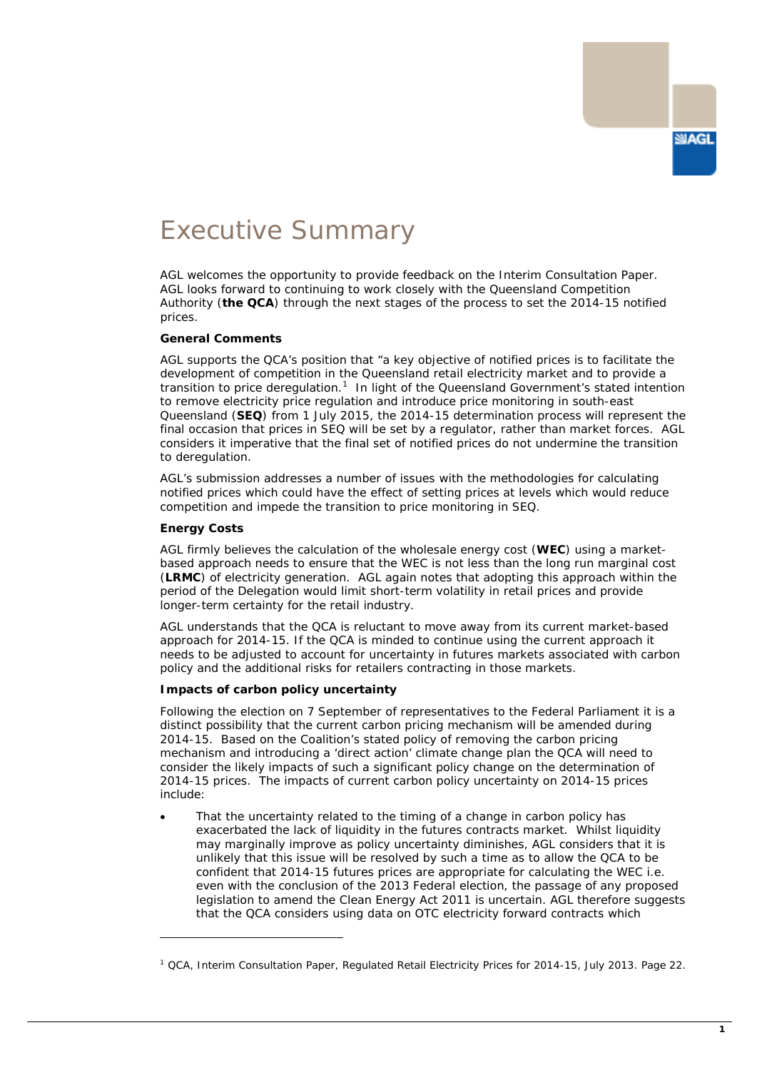# Executive Summary

AGL welcomes the opportunity to provide feedback on the Interim Consultation Paper. AGL looks forward to continuing to work closely with the Queensland Competition Authority (**the QCA**) through the next stages of the process to set the 2014-15 notified prices.

**General Comments**

AGL supports the QCA's position that "a key objective of notified prices is to facilitate the development of competition in the Queensland retail electricity market and to provide a transition to price deregulation.[1] In light of the Queensland Government's stated intention to remove electricity price regulation and introduce price monitoring in south-east Queensland (**SEQ**) from 1 July 2015, the 2014-15 determination process will represent the final occasion that prices in SEQ will be set by a regulator, rather than market forces. AGL considers it imperative that the final set of notified prices do not undermine the transition to deregulation.

AGL's submission addresses a number of issues with the methodologies for calculating notified prices which could have the effect of setting prices at levels which would reduce competition and impede the transition to price monitoring in SEQ.

**Energy Costs**

AGL firmly believes the calculation of the wholesale energy cost (**WEC**) using a market-based approach needs to ensure that the WEC is not less than the long run marginal cost (**LRMC**) of electricity generation. AGL again notes that adopting this approach within the period of the Delegation would limit short-term volatility in retail prices and provide longer-term certainty for the retail industry.

AGL understands that the QCA is reluctant to move away from its current market-based approach for 2014-15. If the QCA is minded to continue using the current approach it needs to be adjusted to account for uncertainty in futures markets associated with carbon policy and the additional risks for retailers contracting in those markets.

**Impacts of carbon policy uncertainty**

Following the election on 7 September of representatives to the Federal Parliament it is a distinct possibility that the current carbon pricing mechanism will be amended during 2014-15. Based on the Coalition's stated policy of removing the carbon pricing mechanism and introducing a 'direct action' climate change plan the QCA will need to consider the likely impacts of such a significant policy change on the determination of 2014-15 prices. The impacts of current carbon policy uncertainty on 2014-15 prices include:

- That the uncertainty related to the timing of a change in carbon policy has exacerbated the lack of liquidity in the futures contracts market. Whilst liquidity may marginally improve as policy uncertainty diminishes, AGL considers that it is unlikely that this issue will be resolved by such a time as to allow the QCA to be confident that 2014-15 futures prices are appropriate for calculating the WEC i.e. even with the conclusion of the 2013 Federal election, the passage of any proposed legislation to amend the Clean Energy Act 2011 is uncertain. AGL therefore suggests that the QCA considers using data on OTC electricity forward contracts which

[1] QCA, Interim Consultation Paper, Regulated Retail Electricity Prices for 2014-15, July 2013. Page 22.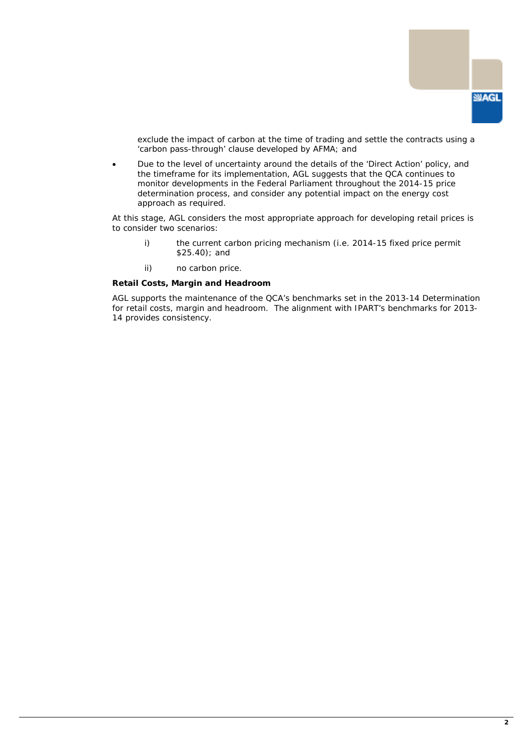exclude the impact of carbon at the time of trading and settle the contracts using a 'carbon pass-through' clause developed by AFMA; and

- Due to the level of uncertainty around the details of the 'Direct Action' policy, and the timeframe for its implementation, AGL suggests that the QCA continues to monitor developments in the Federal Parliament throughout the 2014-15 price determination process, and consider any potential impact on the energy cost approach as required.

At this stage, AGL considers the most appropriate approach for developing retail prices is to consider two scenarios:

i) the current carbon pricing mechanism (i.e. 2014-15 fixed price permit $25.40); and

ii) no carbon price.

**Retail Costs, Margin and Headroom**

AGL supports the maintenance of the QCA's benchmarks set in the 2013-14 Determination for retail costs, margin and headroom. The alignment with IPART's benchmarks for 2013-14 provides consistency.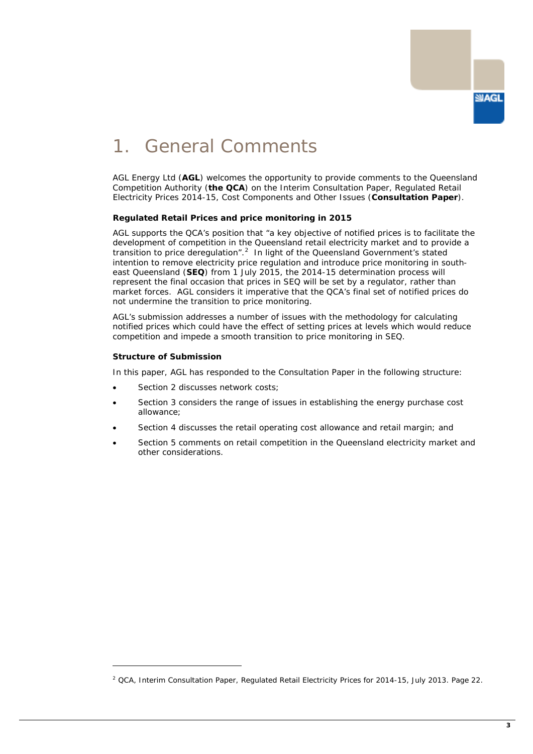# 1. General Comments

AGL Energy Ltd (**AGL**) welcomes the opportunity to provide comments to the Queensland Competition Authority (**the QCA**) on the Interim Consultation Paper, Regulated Retail Electricity Prices 2014-15, Cost Components and Other Issues (**Consultation Paper**).

**Regulated Retail Prices and price monitoring in 2015**

AGL supports the QCA's position that "a key objective of notified prices is to facilitate the development of competition in the Queensland retail electricity market and to provide a transition to price deregulation".[2] In light of the Queensland Government's stated intention to remove electricity price regulation and introduce price monitoring in south-east Queensland (**SEQ**) from 1 July 2015, the 2014-15 determination process will represent the final occasion that prices in SEQ will be set by a regulator, rather than market forces. AGL considers it imperative that the QCA's final set of notified prices do not undermine the transition to price monitoring.

AGL's submission addresses a number of issues with the methodology for calculating notified prices which could have the effect of setting prices at levels which would reduce competition and impede a smooth transition to price monitoring in SEQ.

**Structure of Submission**

In this paper, AGL has responded to the Consultation Paper in the following structure:

- Section 2 discusses network costs;
- Section 3 considers the range of issues in establishing the energy purchase cost allowance;
- Section 4 discusses the retail operating cost allowance and retail margin; and
- Section 5 comments on retail competition in the Queensland electricity market and other considerations.

[2] QCA, Interim Consultation Paper, Regulated Retail Electricity Prices for 2014-15, July 2013. Page 22.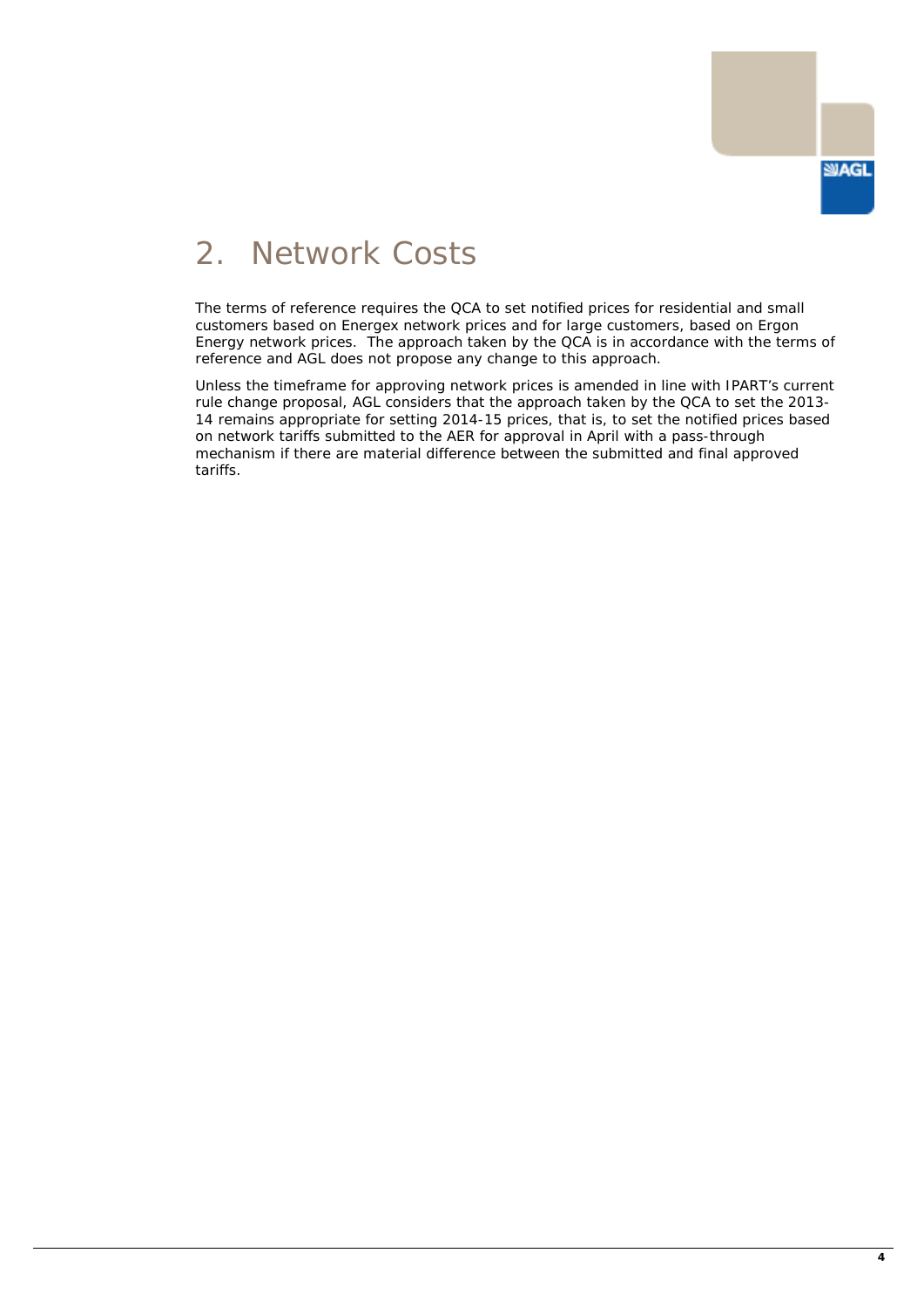# 2. Network Costs

The terms of reference requires the QCA to set notified prices for residential and small customers based on Energex network prices and for large customers, based on Ergon Energy network prices. The approach taken by the QCA is in accordance with the terms of reference and AGL does not propose any change to this approach.

Unless the timeframe for approving network prices is amended in line with IPART's current rule change proposal, AGL considers that the approach taken by the QCA to set the 2013-14 remains appropriate for setting 2014-15 prices, that is, to set the notified prices based on network tariffs submitted to the AER for approval in April with a pass-through mechanism if there are material difference between the submitted and final approved tariffs.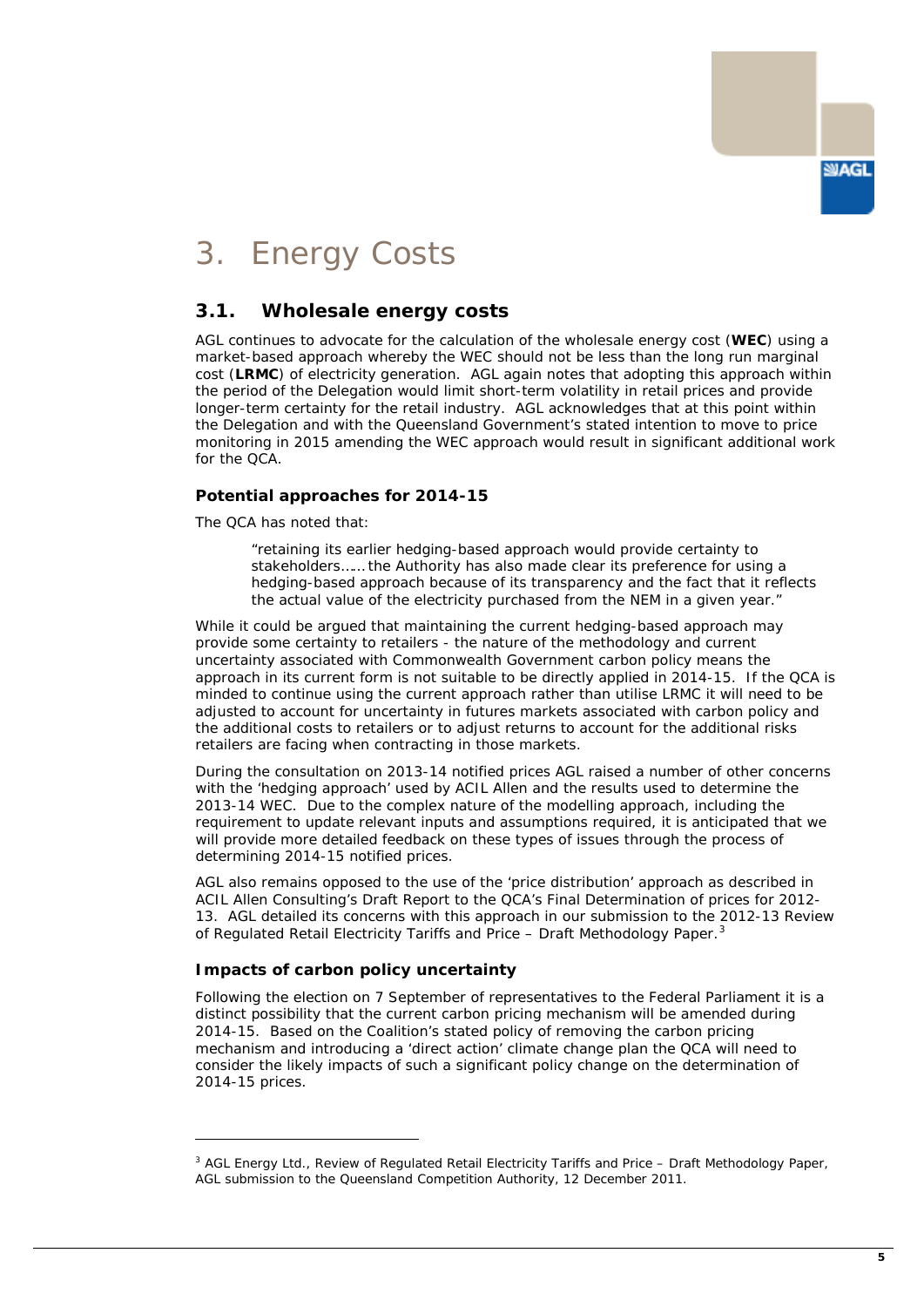# 3. Energy Costs

## 3.1. Wholesale energy costs

AGL continues to advocate for the calculation of the wholesale energy cost (**WEC**) using a market-based approach whereby the WEC should not be less than the long run marginal cost (**LRMC**) of electricity generation. AGL again notes that adopting this approach within the period of the Delegation would limit short-term volatility in retail prices and provide longer-term certainty for the retail industry. AGL acknowledges that at this point within the Delegation and with the Queensland Government's stated intention to move to price monitoring in 2015 amending the WEC approach would result in significant additional work for the QCA.

### Potential approaches for 2014-15

The QCA has noted that:

> "retaining its earlier hedging-based approach would provide certainty to stakeholders…… the Authority has also made clear its preference for using a hedging-based approach because of its transparency and the fact that it reflects the actual value of the electricity purchased from the NEM in a given year."

While it could be argued that maintaining the current hedging-based approach may provide some certainty to retailers - the nature of the methodology and current uncertainty associated with Commonwealth Government carbon policy means the approach in its current form is not suitable to be directly applied in 2014-15. If the QCA is minded to continue using the current approach rather than utilise LRMC it will need to be adjusted to account for uncertainty in futures markets associated with carbon policy and the additional costs to retailers or to adjust returns to account for the additional risks retailers are facing when contracting in those markets.

During the consultation on 2013-14 notified prices AGL raised a number of other concerns with the 'hedging approach' used by ACIL Allen and the results used to determine the 2013-14 WEC. Due to the complex nature of the modelling approach, including the requirement to update relevant inputs and assumptions required, it is anticipated that we will provide more detailed feedback on these types of issues through the process of determining 2014-15 notified prices.

AGL also remains opposed to the use of the 'price distribution' approach as described in ACIL Allen Consulting's Draft Report to the QCA's Final Determination of prices for 2012-13. AGL detailed its concerns with this approach in our submission to the 2012-13 Review of Regulated Retail Electricity Tariffs and Price – Draft Methodology Paper.[3]

### Impacts of carbon policy uncertainty

Following the election on 7 September of representatives to the Federal Parliament it is a distinct possibility that the current carbon pricing mechanism will be amended during 2014-15. Based on the Coalition's stated policy of removing the carbon pricing mechanism and introducing a 'direct action' climate change plan the QCA will need to consider the likely impacts of such a significant policy change on the determination of 2014-15 prices.

---

[3] AGL Energy Ltd., Review of Regulated Retail Electricity Tariffs and Price – Draft Methodology Paper, AGL submission to the Queensland Competition Authority, 12 December 2011.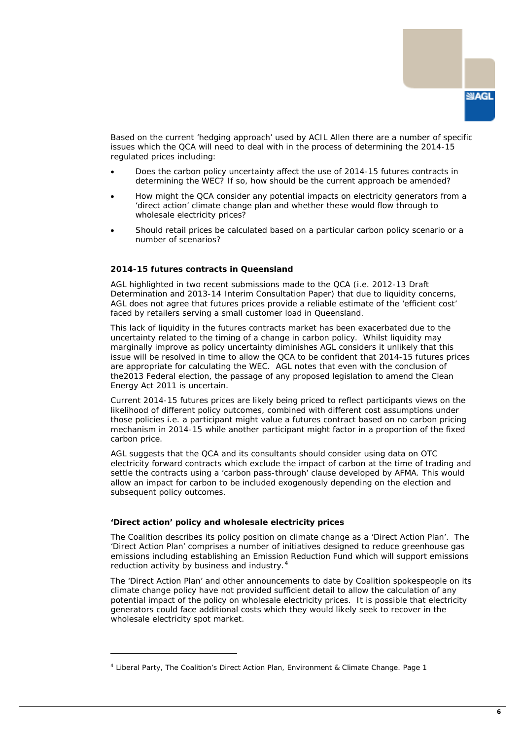Based on the current 'hedging approach' used by ACIL Allen there are a number of specific issues which the QCA will need to deal with in the process of determining the 2014-15 regulated prices including:

- Does the carbon policy uncertainty affect the use of 2014-15 futures contracts in determining the WEC? If so, how should be the current approach be amended?
- How might the QCA consider any potential impacts on electricity generators from a 'direct action' climate change plan and whether these would flow through to wholesale electricity prices?
- Should retail prices be calculated based on a particular carbon policy scenario or a number of scenarios?

### 2014-15 futures contracts in Queensland

AGL highlighted in two recent submissions made to the QCA (i.e. 2012-13 Draft Determination and 2013-14 Interim Consultation Paper) that due to liquidity concerns, AGL does not agree that futures prices provide a reliable estimate of the 'efficient cost' faced by retailers serving a small customer load in Queensland.

This lack of liquidity in the futures contracts market has been exacerbated due to the uncertainty related to the timing of a change in carbon policy. Whilst liquidity may marginally improve as policy uncertainty diminishes AGL considers it unlikely that this issue will be resolved in time to allow the QCA to be confident that 2014-15 futures prices are appropriate for calculating the WEC. AGL notes that even with the conclusion of the2013 Federal election, the passage of any proposed legislation to amend the Clean Energy Act 2011 is uncertain.

Current 2014-15 futures prices are likely being priced to reflect participants views on the likelihood of different policy outcomes, combined with different cost assumptions under those policies i.e. a participant might value a futures contract based on no carbon pricing mechanism in 2014-15 while another participant might factor in a proportion of the fixed carbon price.

AGL suggests that the QCA and its consultants should consider using data on OTC electricity forward contracts which exclude the impact of carbon at the time of trading and settle the contracts using a 'carbon pass-through' clause developed by AFMA. This would allow an impact for carbon to be included exogenously depending on the election and subsequent policy outcomes.

### 'Direct action' policy and wholesale electricity prices

The Coalition describes its policy position on climate change as a 'Direct Action Plan'. The 'Direct Action Plan' comprises a number of initiatives designed to reduce greenhouse gas emissions including establishing an Emission Reduction Fund which will support emissions reduction activity by business and industry.[4]

The 'Direct Action Plan' and other announcements to date by Coalition spokespeople on its climate change policy have not provided sufficient detail to allow the calculation of any potential impact of the policy on wholesale electricity prices. It is possible that electricity generators could face additional costs which they would likely seek to recover in the wholesale electricity spot market.

---

[4] Liberal Party, The Coalition's Direct Action Plan, Environment & Climate Change. Page 1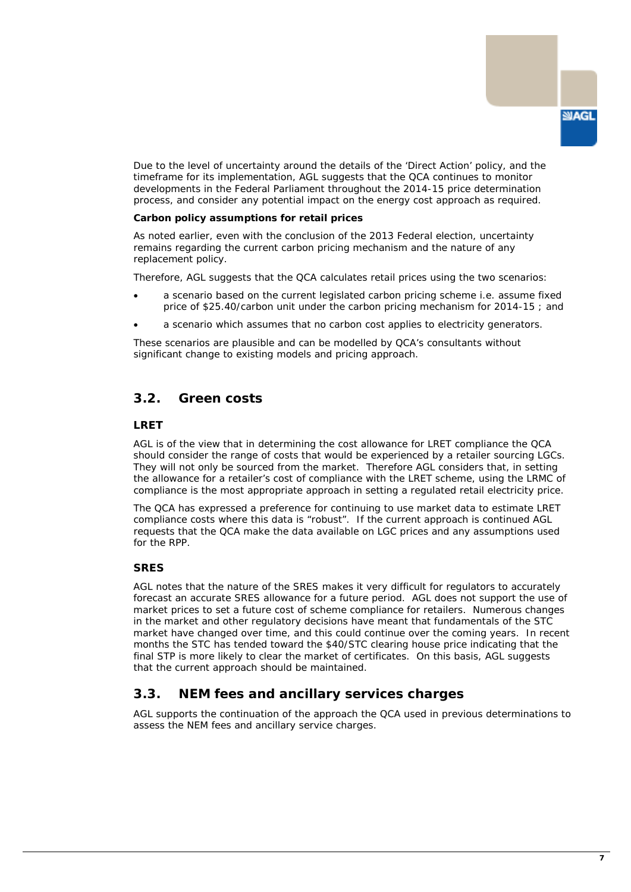Due to the level of uncertainty around the details of the 'Direct Action' policy, and the timeframe for its implementation, AGL suggests that the QCA continues to monitor developments in the Federal Parliament throughout the 2014-15 price determination process, and consider any potential impact on the energy cost approach as required.

**Carbon policy assumptions for retail prices**

As noted earlier, even with the conclusion of the 2013 Federal election, uncertainty remains regarding the current carbon pricing mechanism and the nature of any replacement policy.

Therefore, AGL suggests that the QCA calculates retail prices using the two scenarios:

- a scenario based on the current legislated carbon pricing scheme i.e. assume fixed price of $25.40/carbon unit under the carbon pricing mechanism for 2014-15 ; and
- a scenario which assumes that no carbon cost applies to electricity generators.

These scenarios are plausible and can be modelled by QCA's consultants without significant change to existing models and pricing approach.

## 3.2. Green costs

### LRET

AGL is of the view that in determining the cost allowance for LRET compliance the QCA should consider the range of costs that would be experienced by a retailer sourcing LGCs. They will not only be sourced from the market. Therefore AGL considers that, in setting the allowance for a retailer's cost of compliance with the LRET scheme, using the LRMC of compliance is the most appropriate approach in setting a regulated retail electricity price.

The QCA has expressed a preference for continuing to use market data to estimate LRET compliance costs where this data is "robust". If the current approach is continued AGL requests that the QCA make the data available on LGC prices and any assumptions used for the RPP.

### SRES

AGL notes that the nature of the SRES makes it very difficult for regulators to accurately forecast an accurate SRES allowance for a future period. AGL does not support the use of market prices to set a future cost of scheme compliance for retailers. Numerous changes in the market and other regulatory decisions have meant that fundamentals of the STC market have changed over time, and this could continue over the coming years. In recent months the STC has tended toward the $40/STC clearing house price indicating that the final STP is more likely to clear the market of certificates. On this basis, AGL suggests that the current approach should be maintained.

## 3.3. NEM fees and ancillary services charges

AGL supports the continuation of the approach the QCA used in previous determinations to assess the NEM fees and ancillary service charges.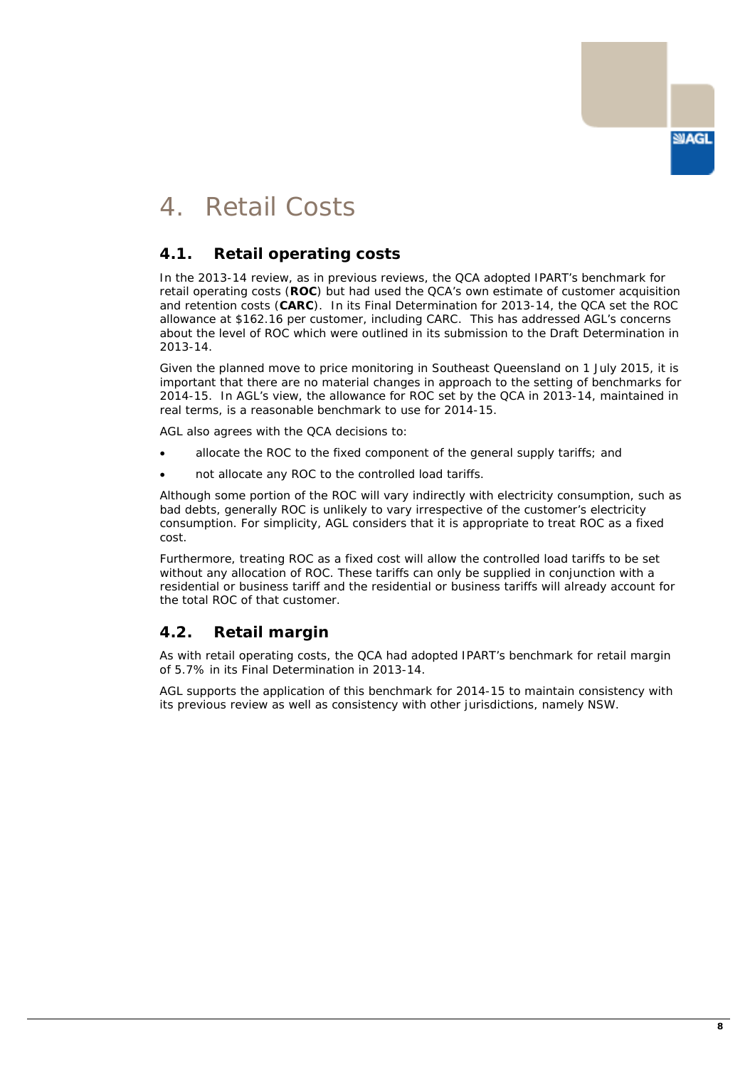# 4. Retail Costs

## 4.1. Retail operating costs

In the 2013-14 review, as in previous reviews, the QCA adopted IPART's benchmark for retail operating costs (**ROC**) but had used the QCA's own estimate of customer acquisition and retention costs (**CARC**). In its Final Determination for 2013-14, the QCA set the ROC allowance at $162.16 per customer, including CARC. This has addressed AGL's concerns about the level of ROC which were outlined in its submission to the Draft Determination in 2013-14.

Given the planned move to price monitoring in Southeast Queensland on 1 July 2015, it is important that there are no material changes in approach to the setting of benchmarks for 2014-15. In AGL's view, the allowance for ROC set by the QCA in 2013-14, maintained in real terms, is a reasonable benchmark to use for 2014-15.

AGL also agrees with the QCA decisions to:

- allocate the ROC to the fixed component of the general supply tariffs; and
- not allocate any ROC to the controlled load tariffs.

Although some portion of the ROC will vary indirectly with electricity consumption, such as bad debts, generally ROC is unlikely to vary irrespective of the customer's electricity consumption. For simplicity, AGL considers that it is appropriate to treat ROC as a fixed cost.

Furthermore, treating ROC as a fixed cost will allow the controlled load tariffs to be set without any allocation of ROC. These tariffs can only be supplied in conjunction with a residential or business tariff and the residential or business tariffs will already account for the total ROC of that customer.

## 4.2. Retail margin

As with retail operating costs, the QCA had adopted IPART's benchmark for retail margin of 5.7% in its Final Determination in 2013-14.

AGL supports the application of this benchmark for 2014-15 to maintain consistency with its previous review as well as consistency with other jurisdictions, namely NSW.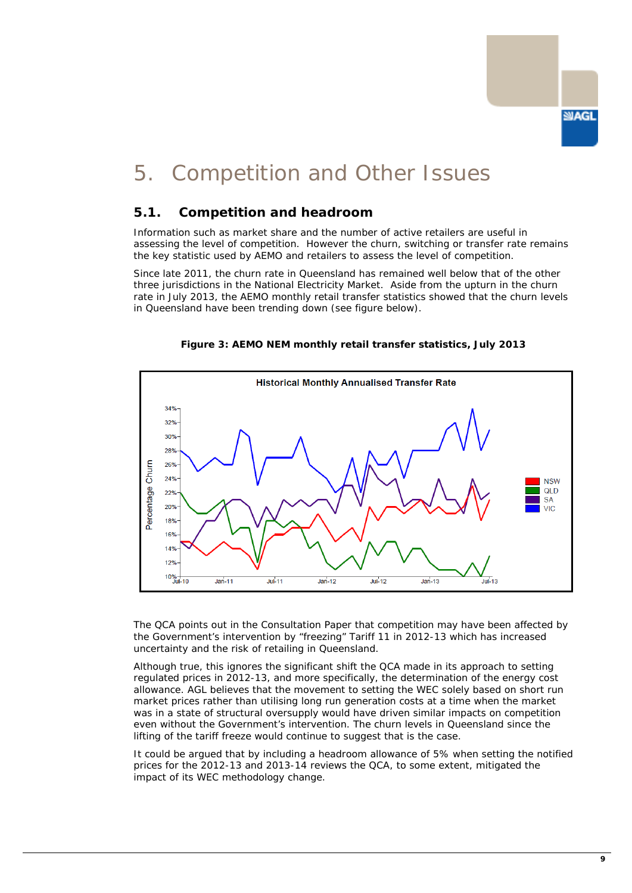# 5. Competition and Other Issues

## 5.1. Competition and headroom

Information such as market share and the number of active retailers are useful in assessing the level of competition. However the churn, switching or transfer rate remains the key statistic used by AEMO and retailers to assess the level of competition.

Since late 2011, the churn rate in Queensland has remained well below that of the other three jurisdictions in the National Electricity Market. Aside from the upturn in the churn rate in July 2013, the AEMO monthly retail transfer statistics showed that the churn levels in Queensland have been trending down (see figure below).

**Figure 3: AEMO NEM monthly retail transfer statistics, July 2013**

The QCA points out in the Consultation Paper that competition may have been affected by the Government's intervention by "freezing" Tariff 11 in 2012-13 which has increased uncertainty and the risk of retailing in Queensland.

Although true, this ignores the significant shift the QCA made in its approach to setting regulated prices in 2012-13, and more specifically, the determination of the energy cost allowance. AGL believes that the movement to setting the WEC solely based on short run market prices rather than utilising long run generation costs at a time when the market was in a state of structural oversupply would have driven similar impacts on competition even without the Government's intervention. The churn levels in Queensland since the lifting of the tariff freeze would continue to suggest that is the case.

It could be argued that by including a headroom allowance of 5% when setting the notified prices for the 2012-13 and 2013-14 reviews the QCA, to some extent, mitigated the impact of its WEC methodology change.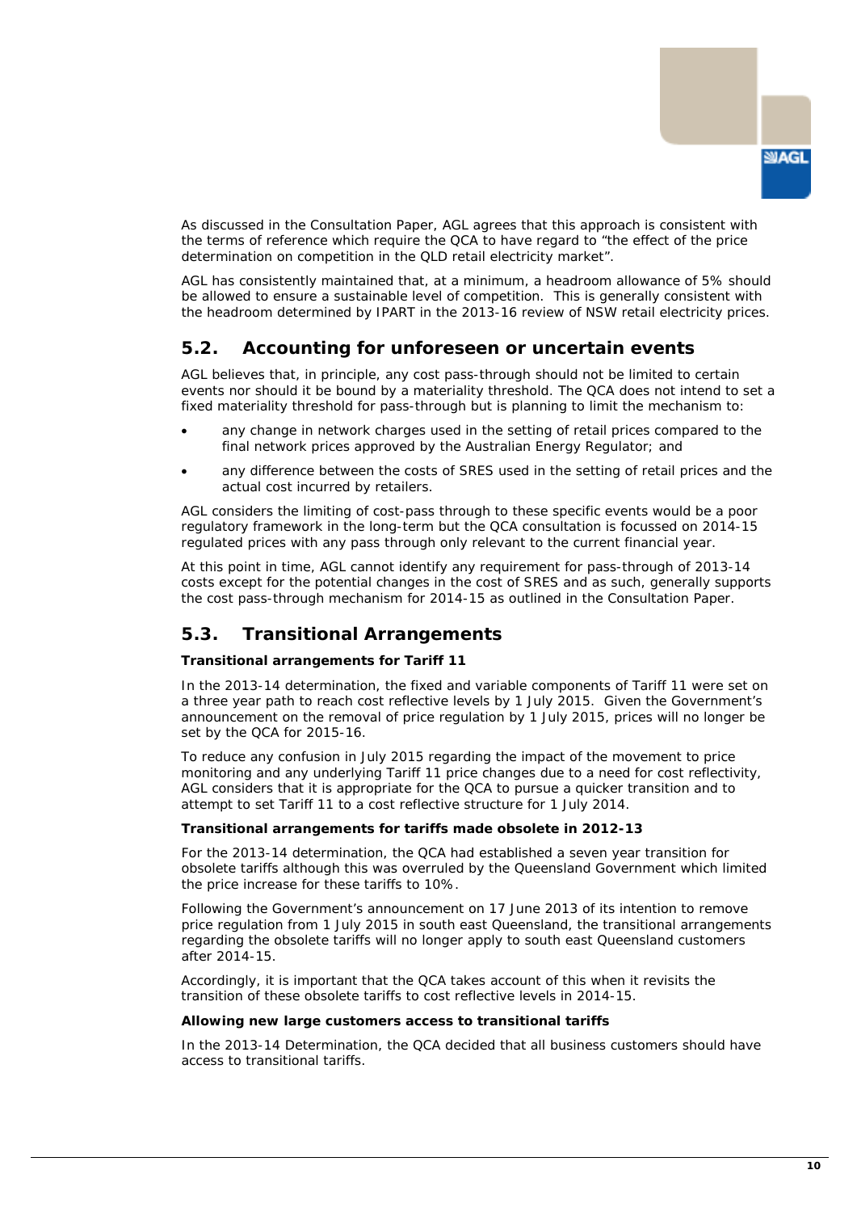As discussed in the Consultation Paper, AGL agrees that this approach is consistent with the terms of reference which require the QCA to have regard to "the effect of the price determination on competition in the QLD retail electricity market".

AGL has consistently maintained that, at a minimum, a headroom allowance of 5% should be allowed to ensure a sustainable level of competition. This is generally consistent with the headroom determined by IPART in the 2013-16 review of NSW retail electricity prices.

## 5.2. Accounting for unforeseen or uncertain events

AGL believes that, in principle, any cost pass-through should not be limited to certain events nor should it be bound by a materiality threshold. The QCA does not intend to set a fixed materiality threshold for pass-through but is planning to limit the mechanism to:

- any change in network charges used in the setting of retail prices compared to the final network prices approved by the Australian Energy Regulator; and
- any difference between the costs of SRES used in the setting of retail prices and the actual cost incurred by retailers.

AGL considers the limiting of cost-pass through to these specific events would be a poor regulatory framework in the long-term but the QCA consultation is focussed on 2014-15 regulated prices with any pass through only relevant to the current financial year.

At this point in time, AGL cannot identify any requirement for pass-through of 2013-14 costs except for the potential changes in the cost of SRES and as such, generally supports the cost pass-through mechanism for 2014-15 as outlined in the Consultation Paper.

## 5.3. Transitional Arrangements

**Transitional arrangements for Tariff 11**

In the 2013-14 determination, the fixed and variable components of Tariff 11 were set on a three year path to reach cost reflective levels by 1 July 2015. Given the Government's announcement on the removal of price regulation by 1 July 2015, prices will no longer be set by the QCA for 2015-16.

To reduce any confusion in July 2015 regarding the impact of the movement to price monitoring and any underlying Tariff 11 price changes due to a need for cost reflectivity, AGL considers that it is appropriate for the QCA to pursue a quicker transition and to attempt to set Tariff 11 to a cost reflective structure for 1 July 2014.

**Transitional arrangements for tariffs made obsolete in 2012-13**

For the 2013-14 determination, the QCA had established a seven year transition for obsolete tariffs although this was overruled by the Queensland Government which limited the price increase for these tariffs to 10%.

Following the Government's announcement on 17 June 2013 of its intention to remove price regulation from 1 July 2015 in south east Queensland, the transitional arrangements regarding the obsolete tariffs will no longer apply to south east Queensland customers after 2014-15.

Accordingly, it is important that the QCA takes account of this when it revisits the transition of these obsolete tariffs to cost reflective levels in 2014-15.

**Allowing new large customers access to transitional tariffs**

In the 2013-14 Determination, the QCA decided that all business customers should have access to transitional tariffs.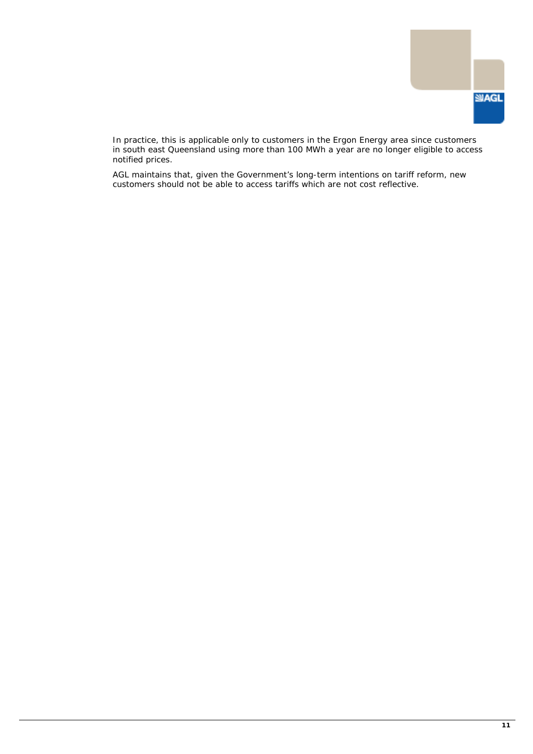In practice, this is applicable only to customers in the Ergon Energy area since customers in south east Queensland using more than 100 MWh a year are no longer eligible to access notified prices.

AGL maintains that, given the Government's long-term intentions on tariff reform, new customers should not be able to access tariffs which are not cost reflective.